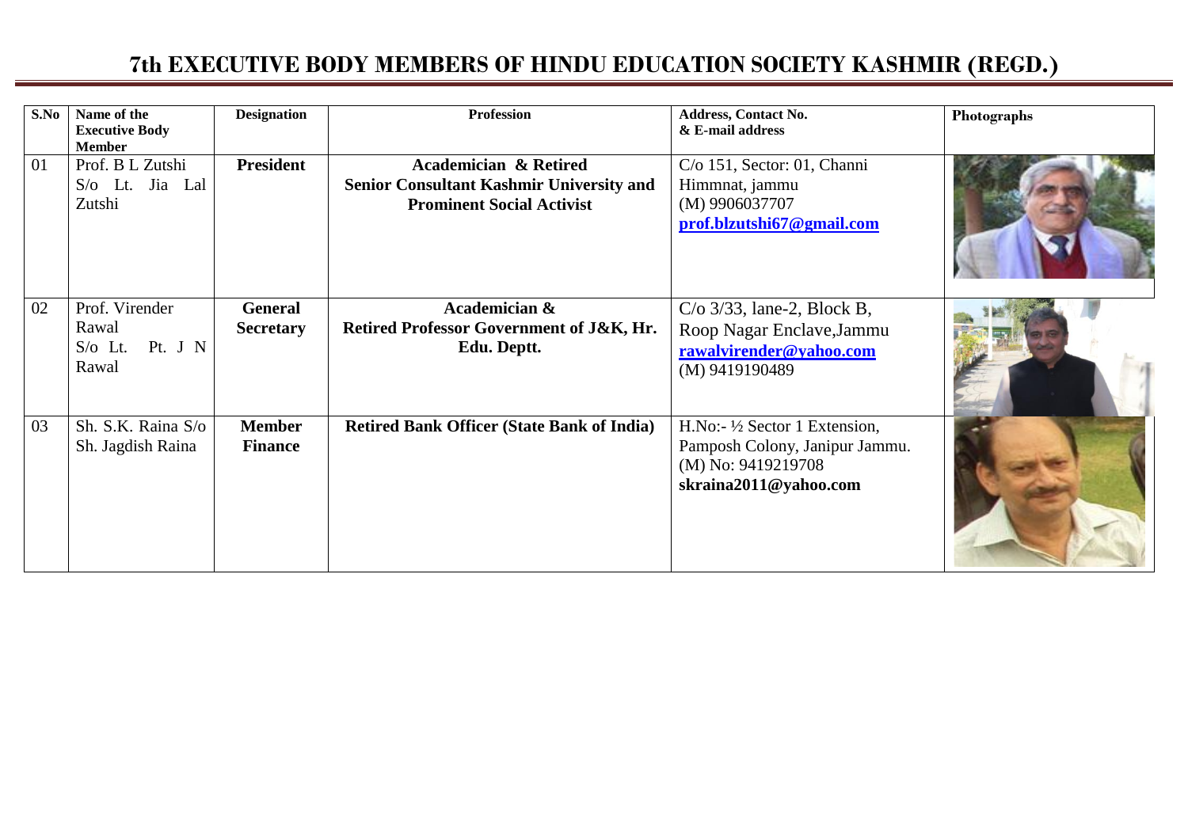# 7th EXECUTIVE BODY MEMBERS OF HINDU EDUCATION SOCIETY KASHMIR (REGD.)

| S.No | Name of the Executive Body Member | Designation | Profession | Address, Contact No. & E-mail address | Photographs |
|---|---|---|---|---|---|
| 01 | Prof. B L Zutshi S/o Lt. Jia Lal Zutshi | **President** | **Academician & Retired Senior Consultant Kashmir University and Prominent Social Activist** | C/o 151, Sector: 01, Channi Himmnat, jammu (M) 9906037707 **prof.blzutshi67@gmail.com** | |
| 02 | Prof. Virender Rawal S/o Lt. Pt. J N Rawal | **General Secretary** | **Academician & Retired Professor Government of J&K, Hr. Edu. Deptt.** | C/o 3/33, lane-2, Block B, Roop Nagar Enclave,Jammu **rawalvirender@yahoo.com** (M) 9419190489 | |
| 03 | Sh. S.K. Raina S/o Sh. Jagdish Raina | **Member Finance** | **Retired Bank Officer (State Bank of India)** | H.No:- ½ Sector 1 Extension, Pamposh Colony, Janipur Jammu. (M) No: 9419219708 **skraina2011@yahoo.com** | |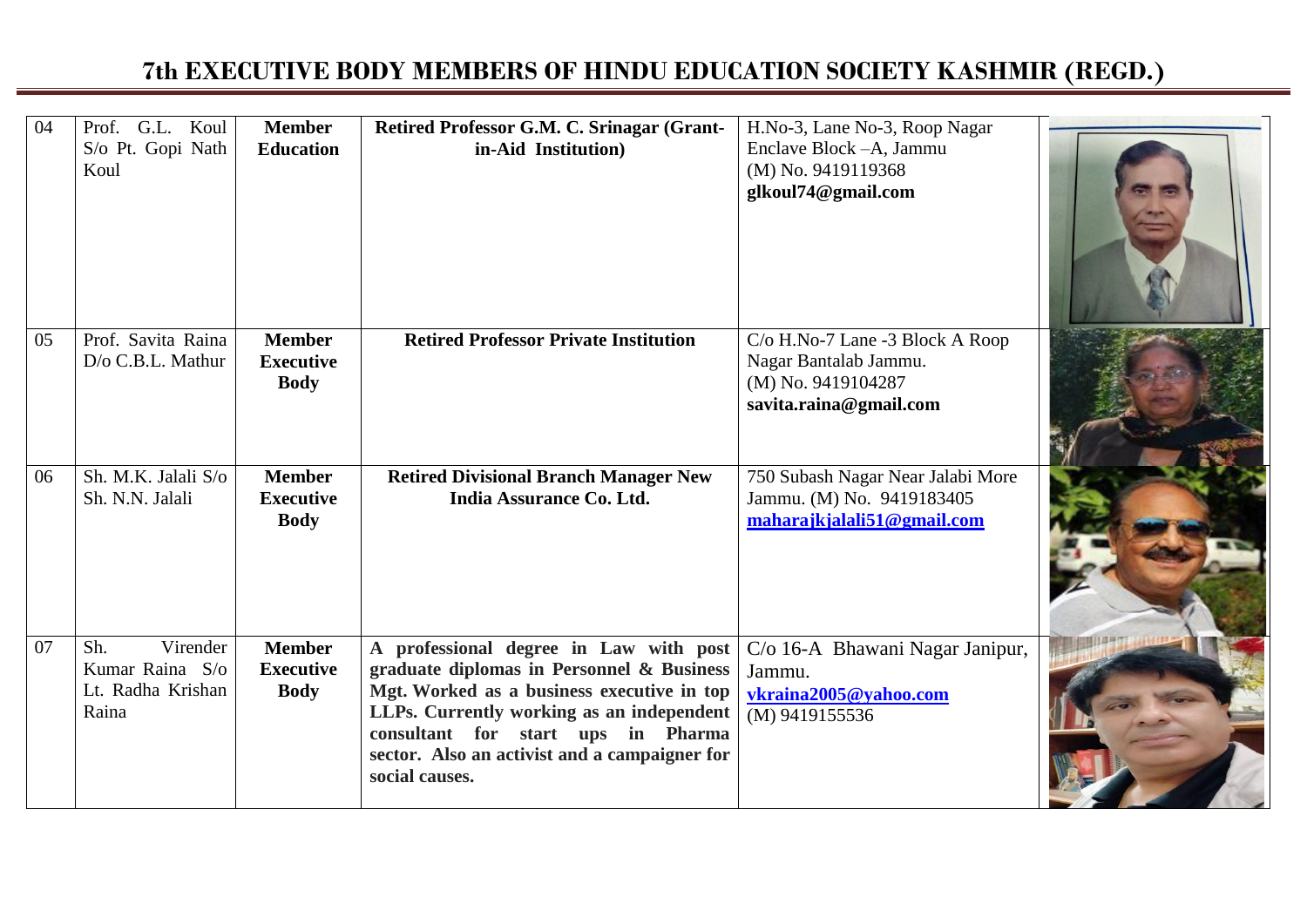# 7th EXECUTIVE BODY MEMBERS OF HINDU EDUCATION SOCIETY KASHMIR (REGD.)

| | | | | | |
|---|---|---|---|---|---|
| 04 | Prof. G.L. Koul S/o Pt. Gopi Nath Koul | **Member Education** | **Retired Professor G.M. C. Srinagar (Grant-in-Aid Institution)** | H.No-3, Lane No-3, Roop Nagar Enclave Block –A, Jammu (M) No. 9419119368 **glkoul74@gmail.com** | |
| 05 | Prof. Savita Raina D/o C.B.L. Mathur | **Member Executive Body** | **Retired Professor Private Institution** | C/o H.No-7 Lane -3 Block A Roop Nagar Bantalab Jammu. (M) No. 9419104287 **savita.raina@gmail.com** | |
| 06 | Sh. M.K. Jalali S/o Sh. N.N. Jalali | **Member Executive Body** | **Retired Divisional Branch Manager New India Assurance Co. Ltd.** | 750 Subash Nagar Near Jalabi More Jammu. (M) No. 9419183405 **maharajkjalali51@gmail.com** | |
| 07 | Sh. Virender Kumar Raina S/o Lt. Radha Krishan Raina | **Member Executive Body** | **A professional degree in Law with post graduate diplomas in Personnel & Business Mgt. Worked as a business executive in top LLPs. Currently working as an independent consultant for start ups in Pharma sector. Also an activist and a campaigner for social causes.** | C/o 16-A Bhawani Nagar Janipur, Jammu. **vkraina2005@yahoo.com** (M) 9419155536 | |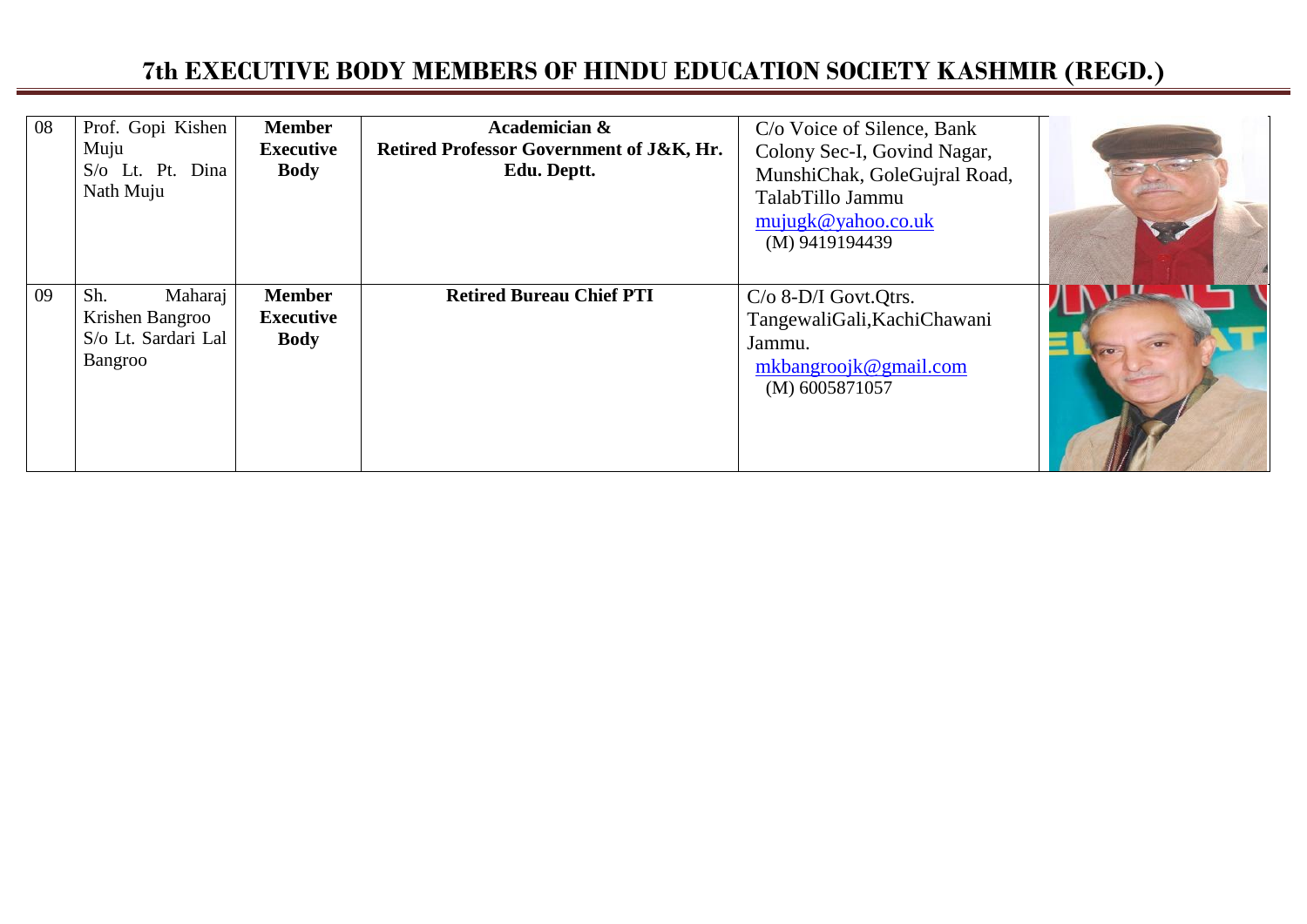# 7th EXECUTIVE BODY MEMBERS OF HINDU EDUCATION SOCIETY KASHMIR (REGD.)

| | | | | | |
|---|---|---|---|---|---|
| 08 | Prof. Gopi Kishen Muju S/o Lt. Pt. Dina Nath Muju | **Member Executive Body** | **Academician & Retired Professor Government of J&K, Hr. Edu. Deptt.** | C/o Voice of Silence, Bank Colony Sec-I, Govind Nagar, MunshiChak, GoleGujral Road, TalabTillo Jammu mujugk@yahoo.co.uk (M) 9419194439 | |
| 09 | Sh. Maharaj Krishen Bangroo S/o Lt. Sardari Lal Bangroo | **Member Executive Body** | **Retired Bureau Chief PTI** | C/o 8-D/I Govt.Qtrs. TangewaliGali,KachiChawani Jammu. mkbangroojk@gmail.com (M) 6005871057 | |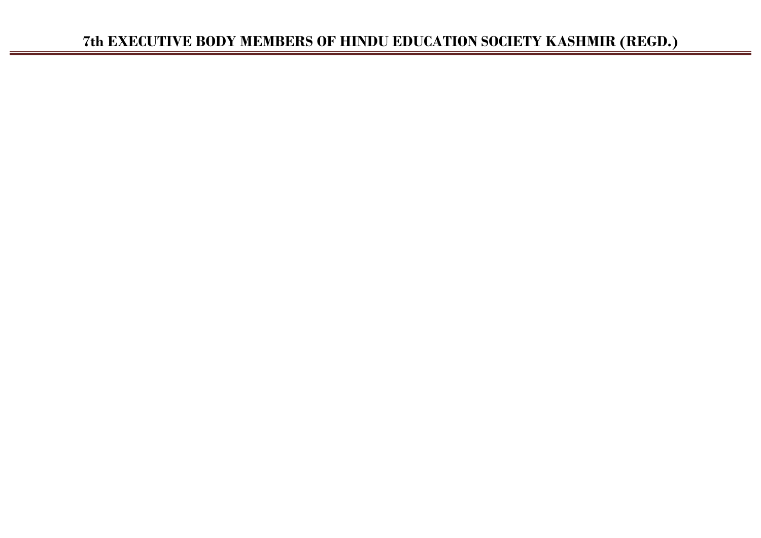# 7th EXECUTIVE BODY MEMBERS OF HINDU EDUCATION SOCIETY KASHMIR (REGD.)